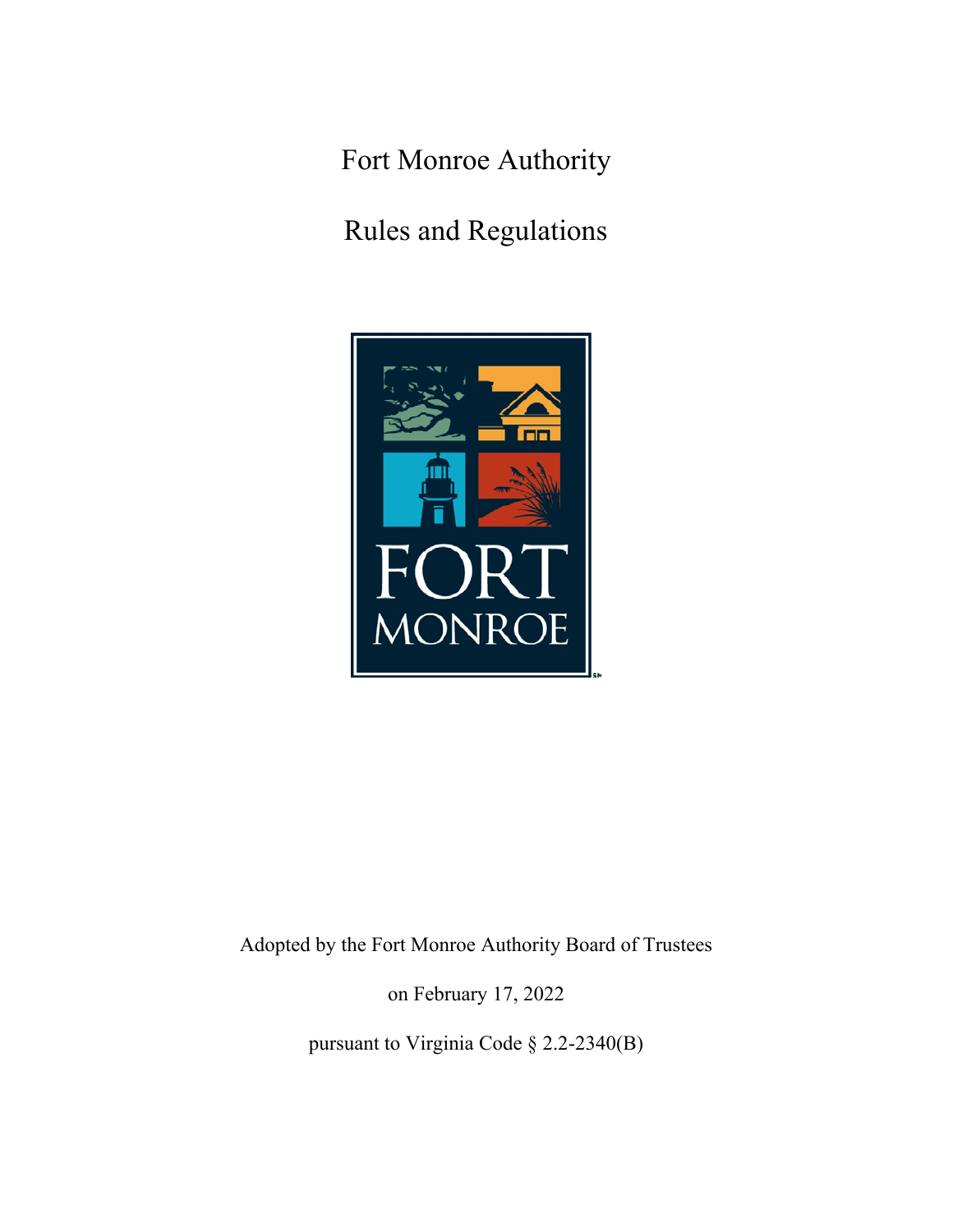# Fort Monroe Authority

## Rules and Regulations

Adopted by the Fort Monroe Authority Board of Trustees

on February 17, 2022

pursuant to Virginia Code § 2.2-2340(B)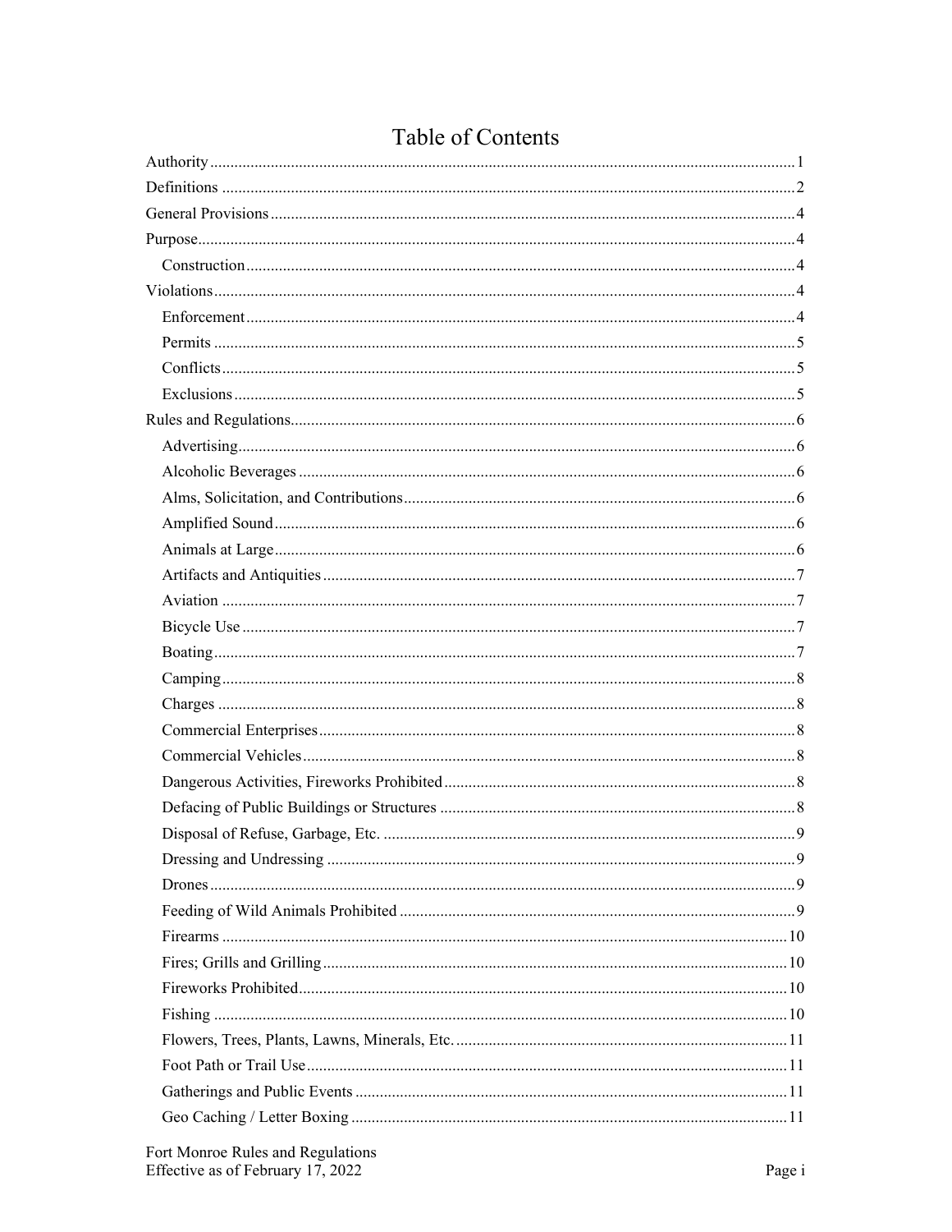# Table of Contents

Authority ........................................................................................................................................ 1

Definitions ..................................................................................................................................... 2

General Provisions ......................................................................................................................... 4

Purpose .......................................................................................................................................... 4

- Construction ................................................................................................................................ 4

Violations ....................................................................................................................................... 4

- Enforcement ................................................................................................................................ 4
- Permits ........................................................................................................................................ 5
- Conflicts ...................................................................................................................................... 5
- Exclusions ................................................................................................................................... 5

Rules and Regulations .................................................................................................................... 6

- Advertising .................................................................................................................................. 6
- Alcoholic Beverages ................................................................................................................... 6
- Alms, Solicitation, and Contributions ......................................................................................... 6
- Amplified Sound ......................................................................................................................... 6
- Animals at Large ......................................................................................................................... 6
- Artifacts and Antiquities ............................................................................................................. 7
- Aviation ...................................................................................................................................... 7
- Bicycle Use ................................................................................................................................. 7
- Boating ........................................................................................................................................ 7
- Camping ...................................................................................................................................... 8
- Charges ....................................................................................................................................... 8
- Commercial Enterprises .............................................................................................................. 8
- Commercial Vehicles .................................................................................................................. 8
- Dangerous Activities, Fireworks Prohibited ............................................................................... 8
- Defacing of Public Buildings or Structures ................................................................................ 8
- Disposal of Refuse, Garbage, Etc. .............................................................................................. 9
- Dressing and Undressing ............................................................................................................ 9
- Drones ......................................................................................................................................... 9
- Feeding of Wild Animals Prohibited .......................................................................................... 9
- Firearms .................................................................................................................................... 10
- Fires; Grills and Grilling ........................................................................................................... 10
- Fireworks Prohibited ................................................................................................................. 10
- Fishing ...................................................................................................................................... 10
- Flowers, Trees, Plants, Lawns, Minerals, Etc. .......................................................................... 11
- Foot Path or Trail Use ............................................................................................................... 11
- Gatherings and Public Events .................................................................................................... 11
- Geo Caching / Letter Boxing ..................................................................................................... 11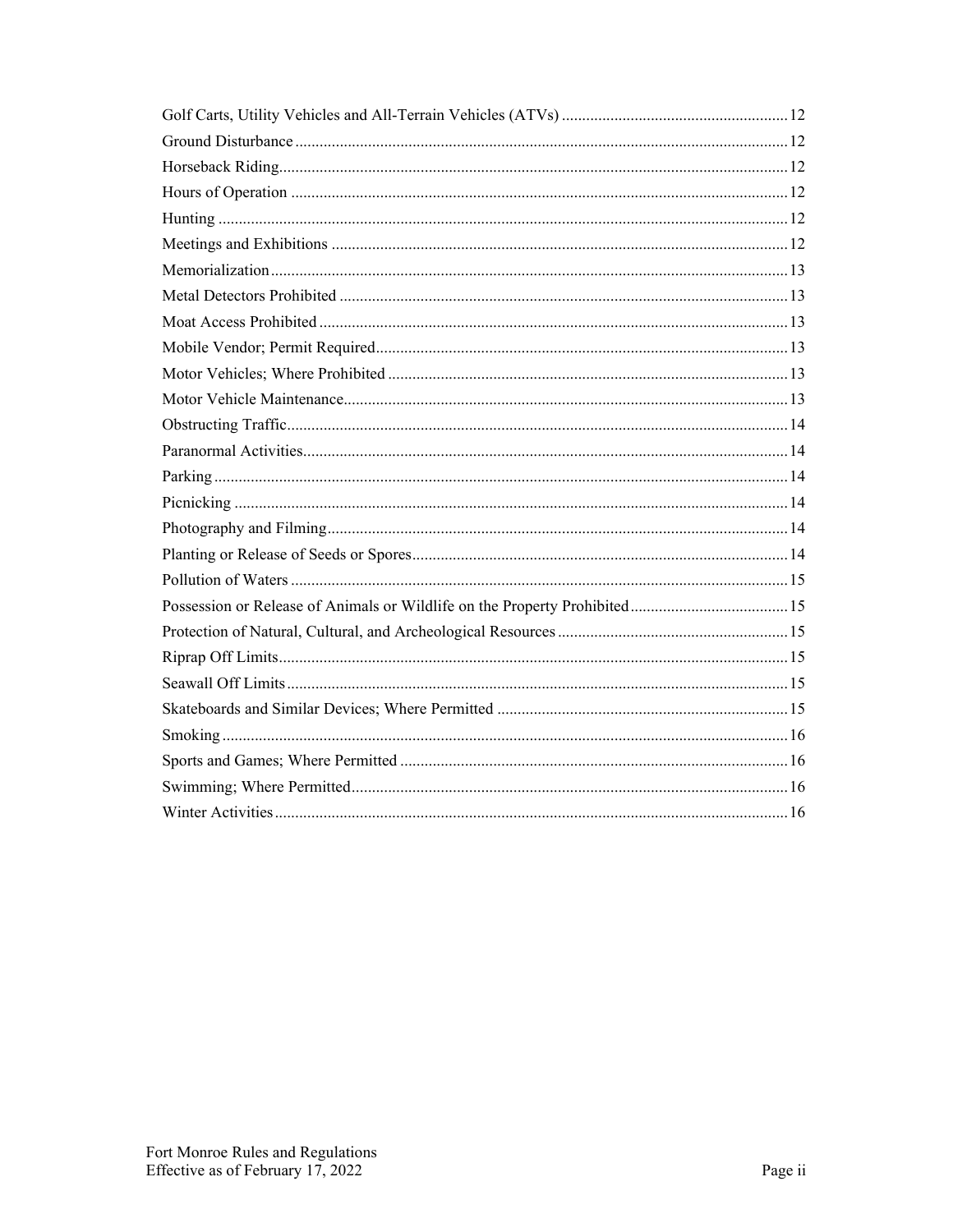Golf Carts, Utility Vehicles and All-Terrain Vehicles (ATVs) ........................................................ 12
Ground Disturbance ........................................................................................................................ 12
Horseback Riding............................................................................................................................ 12
Hours of Operation ......................................................................................................................... 12
Hunting ........................................................................................................................................... 12
Meetings and Exhibitions ............................................................................................................... 12
Memorialization .............................................................................................................................. 13
Metal Detectors Prohibited ............................................................................................................. 13
Moat Access Prohibited .................................................................................................................. 13
Mobile Vendor; Permit Required.................................................................................................... 13
Motor Vehicles; Where Prohibited ................................................................................................. 13
Motor Vehicle Maintenance............................................................................................................ 13
Obstructing Traffic.......................................................................................................................... 14
Paranormal Activities...................................................................................................................... 14
Parking ............................................................................................................................................ 14
Picnicking ....................................................................................................................................... 14
Photography and Filming................................................................................................................ 14
Planting or Release of Seeds or Spores........................................................................................... 14
Pollution of Waters ......................................................................................................................... 15
Possession or Release of Animals or Wildlife on the Property Prohibited...................................... 15
Protection of Natural, Cultural, and Archeological Resources ........................................................ 15
Riprap Off Limits............................................................................................................................ 15
Seawall Off Limits .......................................................................................................................... 15
Skateboards and Similar Devices; Where Permitted ....................................................................... 15
Smoking .......................................................................................................................................... 16
Sports and Games; Where Permitted .............................................................................................. 16
Swimming; Where Permitted.......................................................................................................... 16
Winter Activities ............................................................................................................................. 16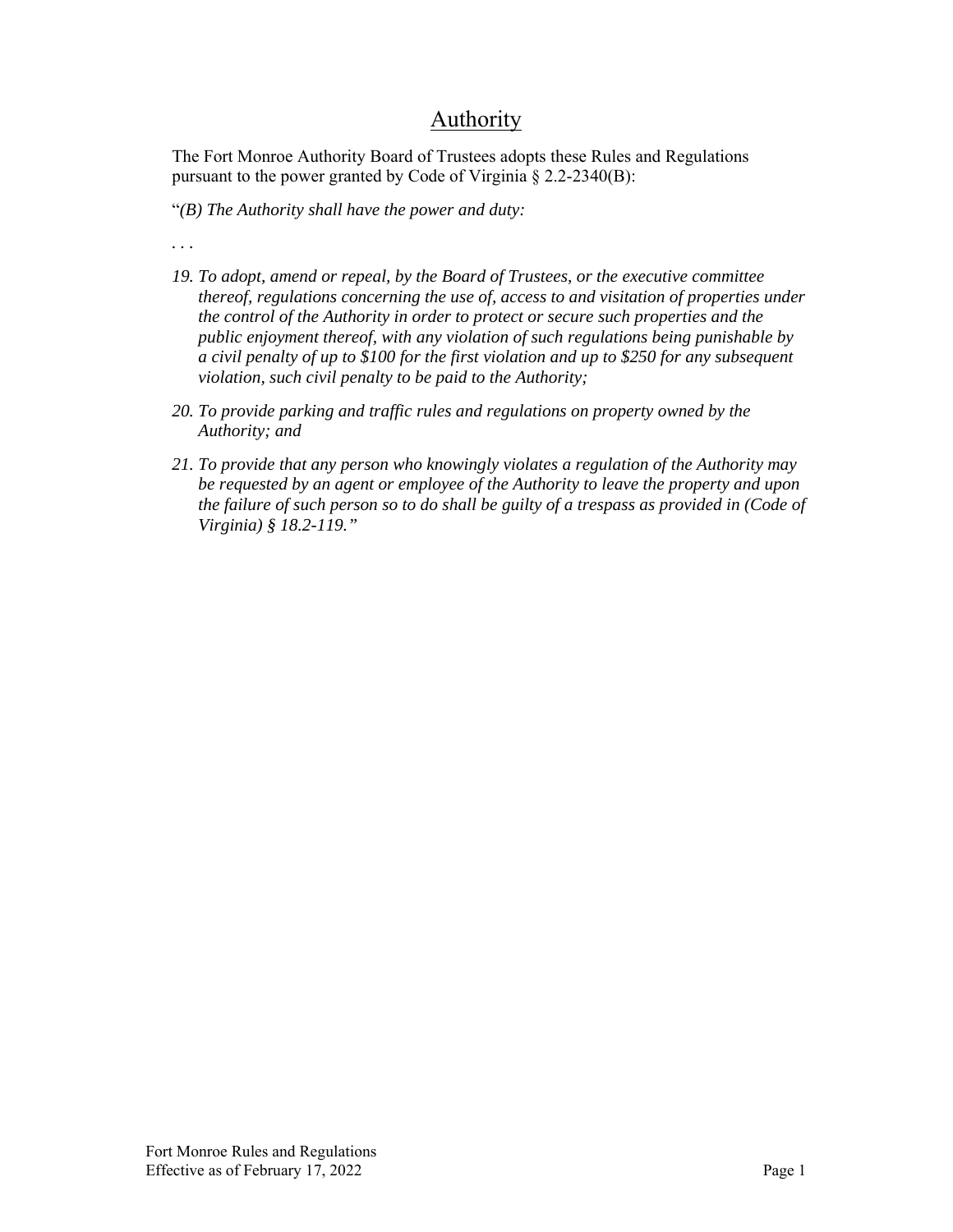# Authority

The Fort Monroe Authority Board of Trustees adopts these Rules and Regulations pursuant to the power granted by Code of Virginia § 2.2-2340(B):

"*(B) The Authority shall have the power and duty:*

. . .

*19. To adopt, amend or repeal, by the Board of Trustees, or the executive committee thereof, regulations concerning the use of, access to and visitation of properties under the control of the Authority in order to protect or secure such properties and the public enjoyment thereof, with any violation of such regulations being punishable by a civil penalty of up to $100 for the first violation and up to $250 for any subsequent violation, such civil penalty to be paid to the Authority;*

*20. To provide parking and traffic rules and regulations on property owned by the Authority; and*

*21. To provide that any person who knowingly violates a regulation of the Authority may be requested by an agent or employee of the Authority to leave the property and upon the failure of such person so to do shall be guilty of a trespass as provided in (Code of Virginia) § 18.2-119."*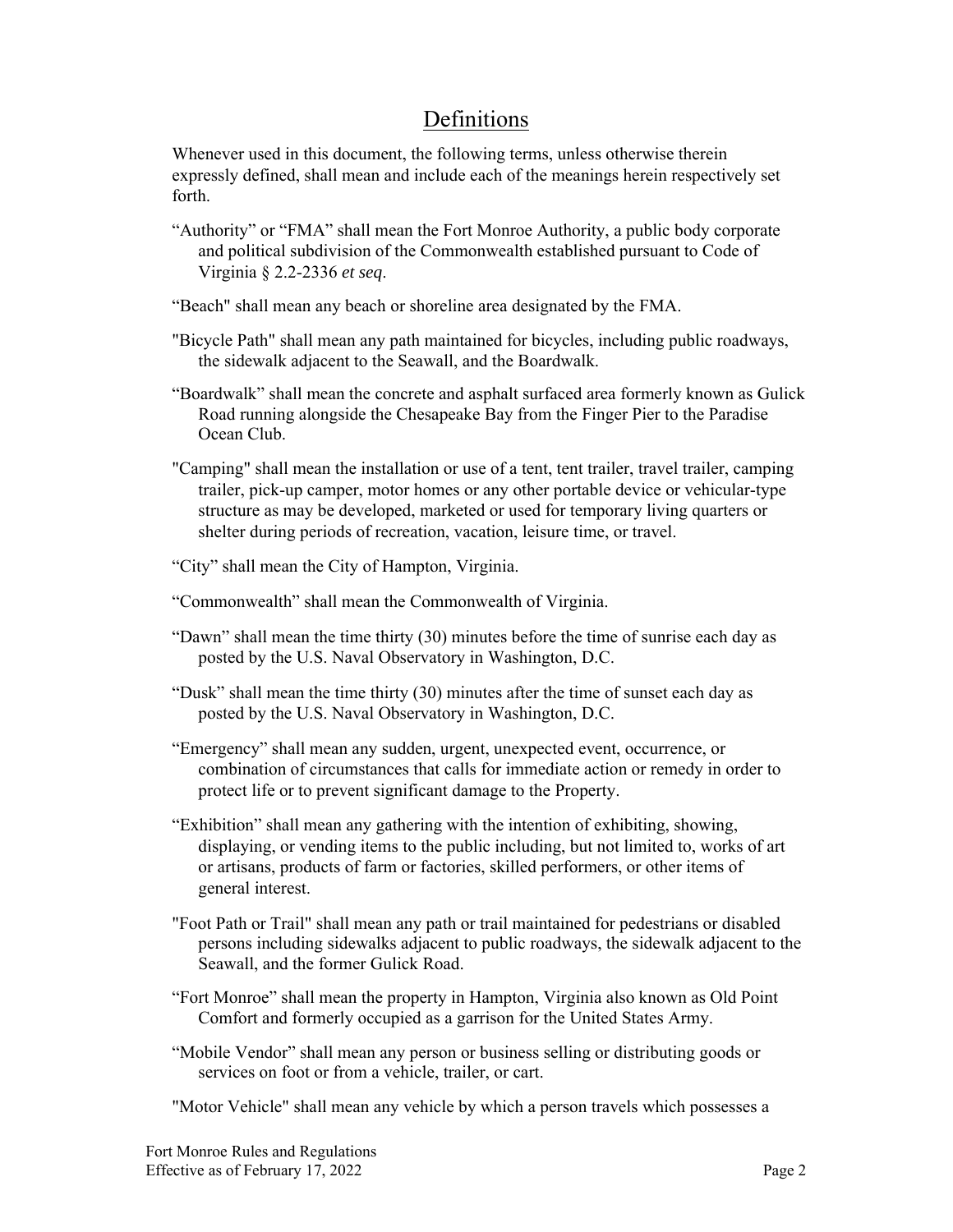# Definitions

Whenever used in this document, the following terms, unless otherwise therein expressly defined, shall mean and include each of the meanings herein respectively set forth.

"Authority" or "FMA" shall mean the Fort Monroe Authority, a public body corporate and political subdivision of the Commonwealth established pursuant to Code of Virginia § 2.2-2336 *et seq*.

"Beach" shall mean any beach or shoreline area designated by the FMA.

"Bicycle Path" shall mean any path maintained for bicycles, including public roadways, the sidewalk adjacent to the Seawall, and the Boardwalk.

"Boardwalk" shall mean the concrete and asphalt surfaced area formerly known as Gulick Road running alongside the Chesapeake Bay from the Finger Pier to the Paradise Ocean Club.

"Camping" shall mean the installation or use of a tent, tent trailer, travel trailer, camping trailer, pick-up camper, motor homes or any other portable device or vehicular-type structure as may be developed, marketed or used for temporary living quarters or shelter during periods of recreation, vacation, leisure time, or travel.

"City" shall mean the City of Hampton, Virginia.

"Commonwealth" shall mean the Commonwealth of Virginia.

"Dawn" shall mean the time thirty (30) minutes before the time of sunrise each day as posted by the U.S. Naval Observatory in Washington, D.C.

"Dusk" shall mean the time thirty (30) minutes after the time of sunset each day as posted by the U.S. Naval Observatory in Washington, D.C.

"Emergency" shall mean any sudden, urgent, unexpected event, occurrence, or combination of circumstances that calls for immediate action or remedy in order to protect life or to prevent significant damage to the Property.

"Exhibition" shall mean any gathering with the intention of exhibiting, showing, displaying, or vending items to the public including, but not limited to, works of art or artisans, products of farm or factories, skilled performers, or other items of general interest.

"Foot Path or Trail" shall mean any path or trail maintained for pedestrians or disabled persons including sidewalks adjacent to public roadways, the sidewalk adjacent to the Seawall, and the former Gulick Road.

"Fort Monroe" shall mean the property in Hampton, Virginia also known as Old Point Comfort and formerly occupied as a garrison for the United States Army.

"Mobile Vendor" shall mean any person or business selling or distributing goods or services on foot or from a vehicle, trailer, or cart.

"Motor Vehicle" shall mean any vehicle by which a person travels which possesses a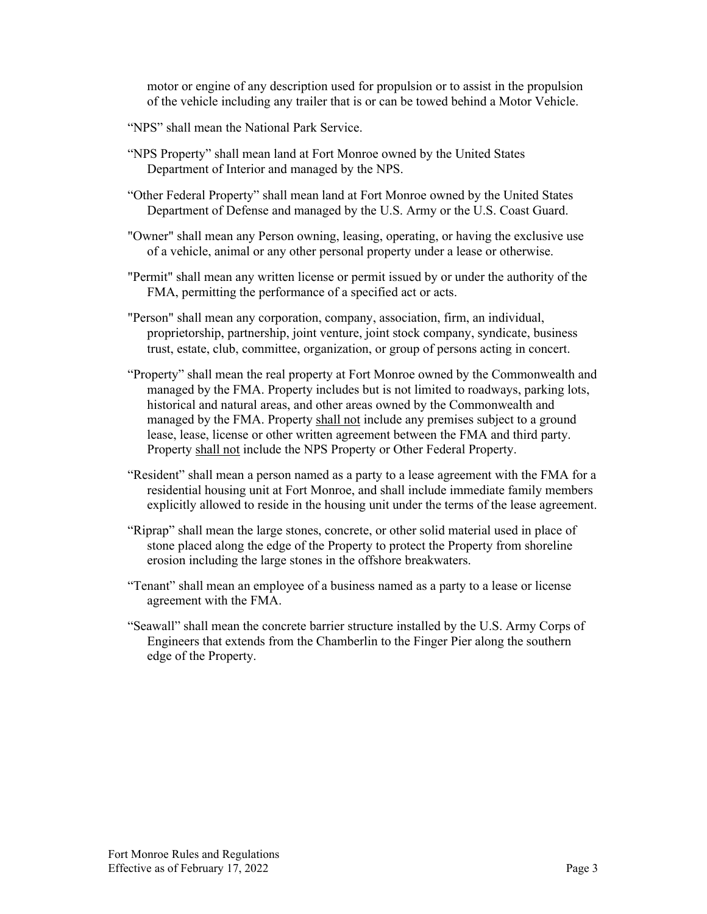motor or engine of any description used for propulsion or to assist in the propulsion of the vehicle including any trailer that is or can be towed behind a Motor Vehicle.

"NPS" shall mean the National Park Service.

"NPS Property" shall mean land at Fort Monroe owned by the United States Department of Interior and managed by the NPS.

"Other Federal Property" shall mean land at Fort Monroe owned by the United States Department of Defense and managed by the U.S. Army or the U.S. Coast Guard.

"Owner" shall mean any Person owning, leasing, operating, or having the exclusive use of a vehicle, animal or any other personal property under a lease or otherwise.

"Permit" shall mean any written license or permit issued by or under the authority of the FMA, permitting the performance of a specified act or acts.

"Person" shall mean any corporation, company, association, firm, an individual, proprietorship, partnership, joint venture, joint stock company, syndicate, business trust, estate, club, committee, organization, or group of persons acting in concert.

"Property" shall mean the real property at Fort Monroe owned by the Commonwealth and managed by the FMA. Property includes but is not limited to roadways, parking lots, historical and natural areas, and other areas owned by the Commonwealth and managed by the FMA. Property <u>shall not</u> include any premises subject to a ground lease, lease, license or other written agreement between the FMA and third party. Property <u>shall not</u> include the NPS Property or Other Federal Property.

"Resident" shall mean a person named as a party to a lease agreement with the FMA for a residential housing unit at Fort Monroe, and shall include immediate family members explicitly allowed to reside in the housing unit under the terms of the lease agreement.

"Riprap" shall mean the large stones, concrete, or other solid material used in place of stone placed along the edge of the Property to protect the Property from shoreline erosion including the large stones in the offshore breakwaters.

"Tenant" shall mean an employee of a business named as a party to a lease or license agreement with the FMA.

"Seawall" shall mean the concrete barrier structure installed by the U.S. Army Corps of Engineers that extends from the Chamberlin to the Finger Pier along the southern edge of the Property.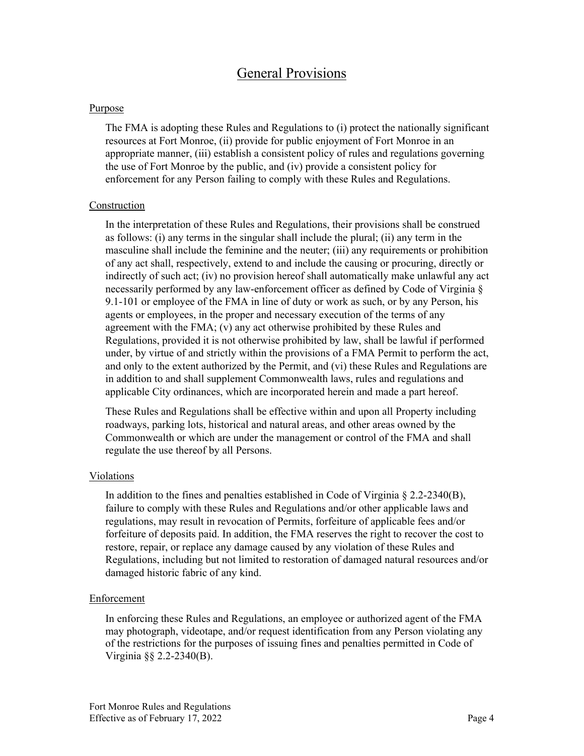# General Provisions

## Purpose

The FMA is adopting these Rules and Regulations to (i) protect the nationally significant resources at Fort Monroe, (ii) provide for public enjoyment of Fort Monroe in an appropriate manner, (iii) establish a consistent policy of rules and regulations governing the use of Fort Monroe by the public, and (iv) provide a consistent policy for enforcement for any Person failing to comply with these Rules and Regulations.

## Construction

In the interpretation of these Rules and Regulations, their provisions shall be construed as follows: (i) any terms in the singular shall include the plural; (ii) any term in the masculine shall include the feminine and the neuter; (iii) any requirements or prohibition of any act shall, respectively, extend to and include the causing or procuring, directly or indirectly of such act; (iv) no provision hereof shall automatically make unlawful any act necessarily performed by any law-enforcement officer as defined by Code of Virginia § 9.1-101 or employee of the FMA in line of duty or work as such, or by any Person, his agents or employees, in the proper and necessary execution of the terms of any agreement with the FMA; (v) any act otherwise prohibited by these Rules and Regulations, provided it is not otherwise prohibited by law, shall be lawful if performed under, by virtue of and strictly within the provisions of a FMA Permit to perform the act, and only to the extent authorized by the Permit, and (vi) these Rules and Regulations are in addition to and shall supplement Commonwealth laws, rules and regulations and applicable City ordinances, which are incorporated herein and made a part hereof.

These Rules and Regulations shall be effective within and upon all Property including roadways, parking lots, historical and natural areas, and other areas owned by the Commonwealth or which are under the management or control of the FMA and shall regulate the use thereof by all Persons.

## Violations

In addition to the fines and penalties established in Code of Virginia § 2.2-2340(B), failure to comply with these Rules and Regulations and/or other applicable laws and regulations, may result in revocation of Permits, forfeiture of applicable fees and/or forfeiture of deposits paid. In addition, the FMA reserves the right to recover the cost to restore, repair, or replace any damage caused by any violation of these Rules and Regulations, including but not limited to restoration of damaged natural resources and/or damaged historic fabric of any kind.

## Enforcement

In enforcing these Rules and Regulations, an employee or authorized agent of the FMA may photograph, videotape, and/or request identification from any Person violating any of the restrictions for the purposes of issuing fines and penalties permitted in Code of Virginia §§ 2.2-2340(B).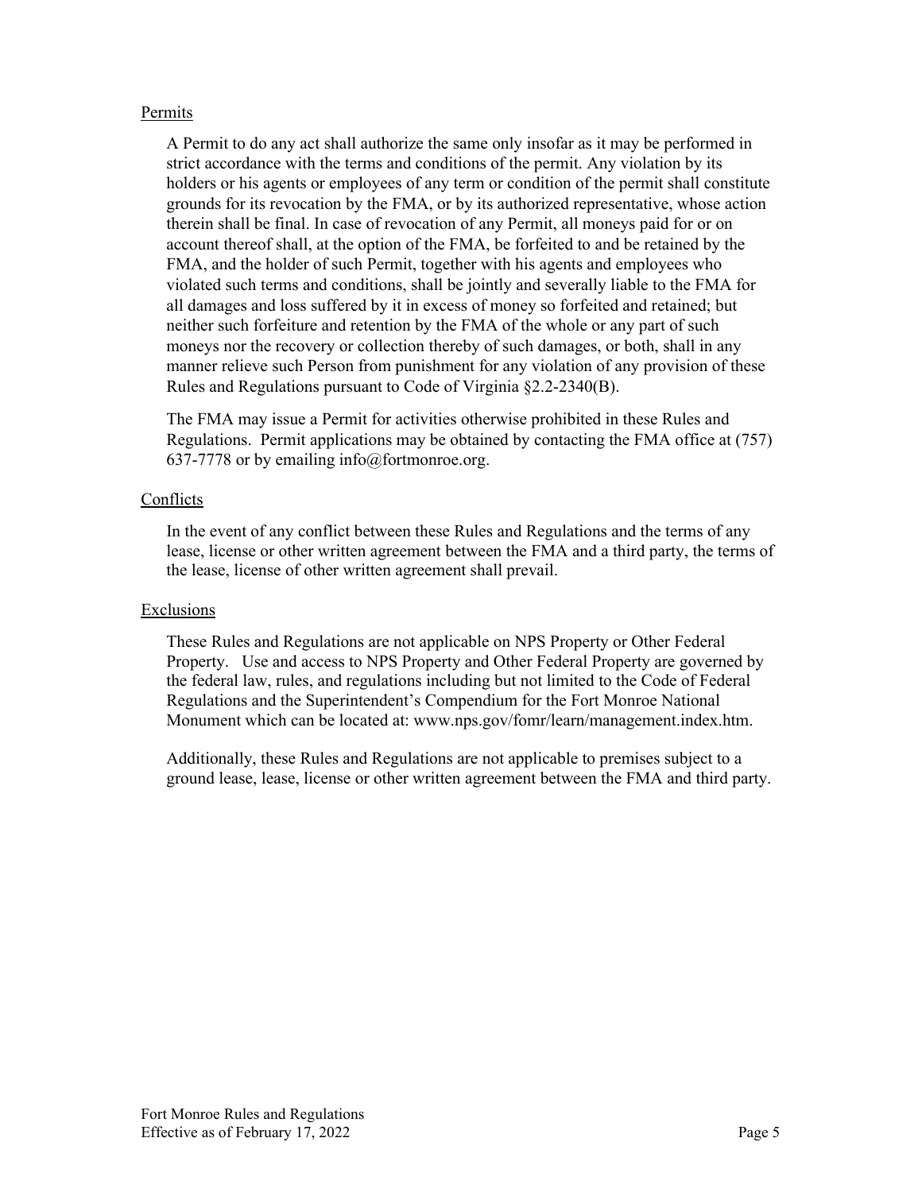Permits

A Permit to do any act shall authorize the same only insofar as it may be performed in strict accordance with the terms and conditions of the permit. Any violation by its holders or his agents or employees of any term or condition of the permit shall constitute grounds for its revocation by the FMA, or by its authorized representative, whose action therein shall be final. In case of revocation of any Permit, all moneys paid for or on account thereof shall, at the option of the FMA, be forfeited to and be retained by the FMA, and the holder of such Permit, together with his agents and employees who violated such terms and conditions, shall be jointly and severally liable to the FMA for all damages and loss suffered by it in excess of money so forfeited and retained; but neither such forfeiture and retention by the FMA of the whole or any part of such moneys nor the recovery or collection thereby of such damages, or both, shall in any manner relieve such Person from punishment for any violation of any provision of these Rules and Regulations pursuant to Code of Virginia §2.2-2340(B).

The FMA may issue a Permit for activities otherwise prohibited in these Rules and Regulations. Permit applications may be obtained by contacting the FMA office at (757) 637-7778 or by emailing info@fortmonroe.org.

Conflicts

In the event of any conflict between these Rules and Regulations and the terms of any lease, license or other written agreement between the FMA and a third party, the terms of the lease, license of other written agreement shall prevail.

Exclusions

These Rules and Regulations are not applicable on NPS Property or Other Federal Property. Use and access to NPS Property and Other Federal Property are governed by the federal law, rules, and regulations including but not limited to the Code of Federal Regulations and the Superintendent's Compendium for the Fort Monroe National Monument which can be located at: www.nps.gov/fomr/learn/management.index.htm.

Additionally, these Rules and Regulations are not applicable to premises subject to a ground lease, lease, license or other written agreement between the FMA and third party.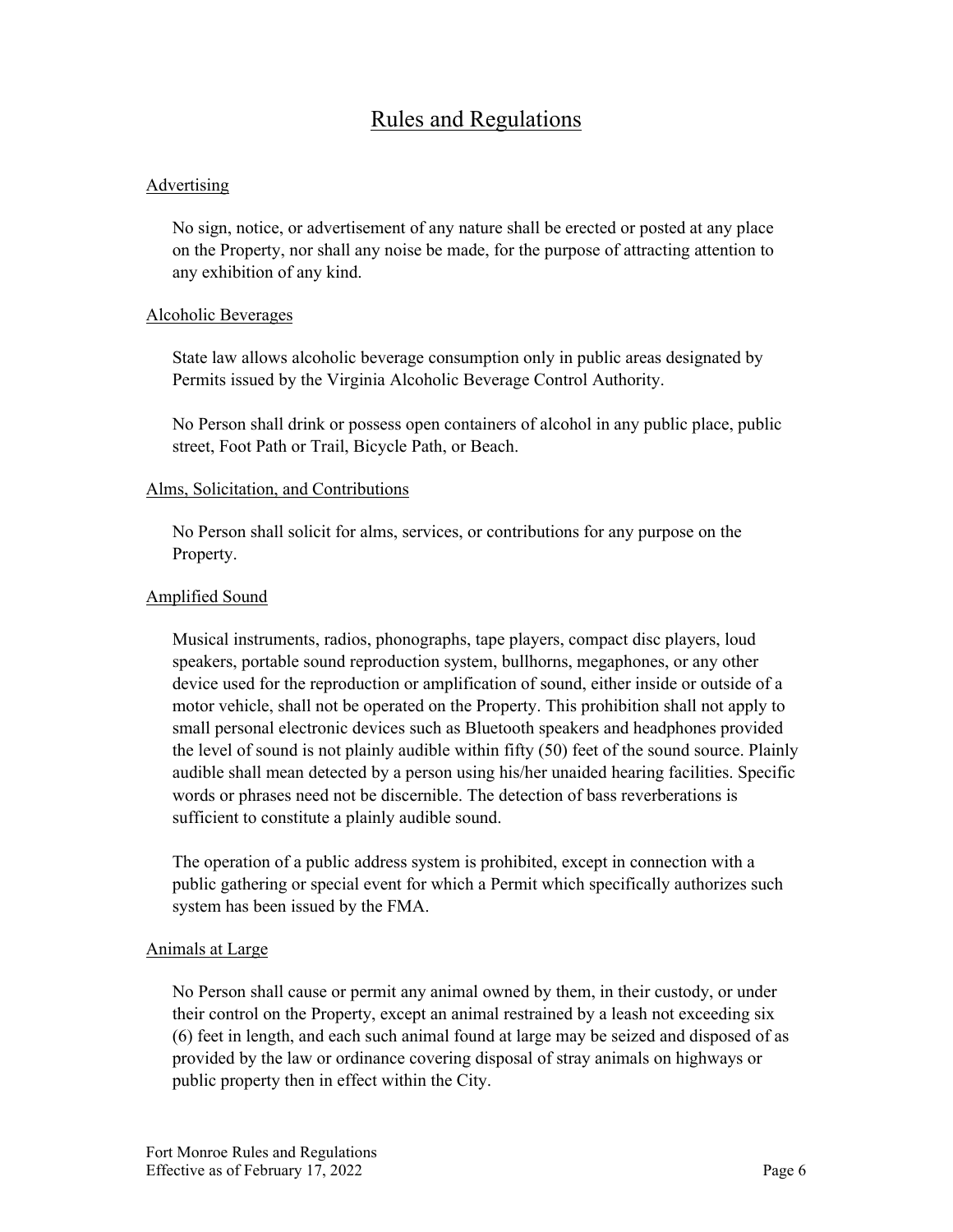# Rules and Regulations

## Advertising

No sign, notice, or advertisement of any nature shall be erected or posted at any place on the Property, nor shall any noise be made, for the purpose of attracting attention to any exhibition of any kind.

## Alcoholic Beverages

State law allows alcoholic beverage consumption only in public areas designated by Permits issued by the Virginia Alcoholic Beverage Control Authority.

No Person shall drink or possess open containers of alcohol in any public place, public street, Foot Path or Trail, Bicycle Path, or Beach.

## Alms, Solicitation, and Contributions

No Person shall solicit for alms, services, or contributions for any purpose on the Property.

## Amplified Sound

Musical instruments, radios, phonographs, tape players, compact disc players, loud speakers, portable sound reproduction system, bullhorns, megaphones, or any other device used for the reproduction or amplification of sound, either inside or outside of a motor vehicle, shall not be operated on the Property. This prohibition shall not apply to small personal electronic devices such as Bluetooth speakers and headphones provided the level of sound is not plainly audible within fifty (50) feet of the sound source. Plainly audible shall mean detected by a person using his/her unaided hearing facilities. Specific words or phrases need not be discernible. The detection of bass reverberations is sufficient to constitute a plainly audible sound.

The operation of a public address system is prohibited, except in connection with a public gathering or special event for which a Permit which specifically authorizes such system has been issued by the FMA.

## Animals at Large

No Person shall cause or permit any animal owned by them, in their custody, or under their control on the Property, except an animal restrained by a leash not exceeding six (6) feet in length, and each such animal found at large may be seized and disposed of as provided by the law or ordinance covering disposal of stray animals on highways or public property then in effect within the City.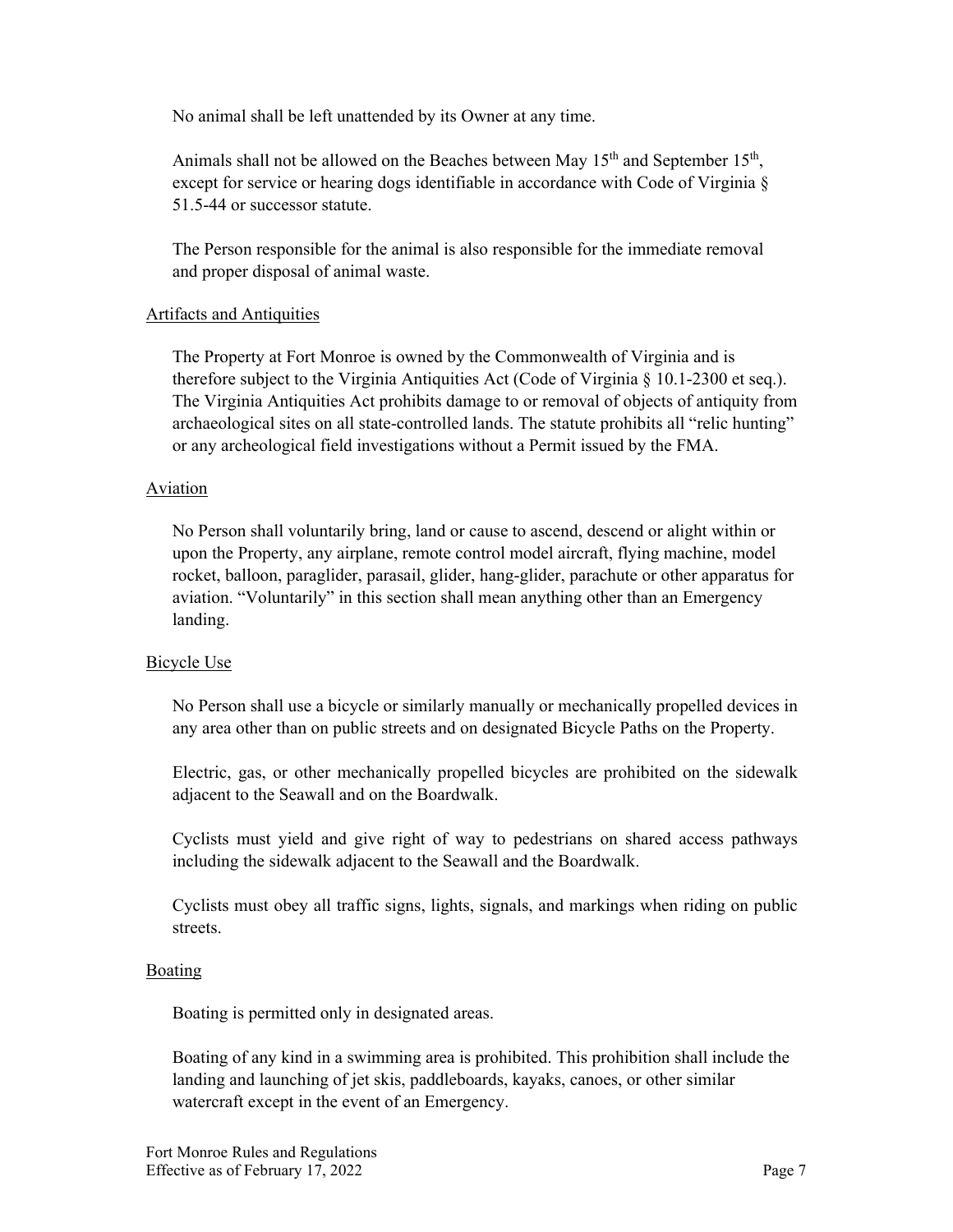No animal shall be left unattended by its Owner at any time.

Animals shall not be allowed on the Beaches between May 15th and September 15th, except for service or hearing dogs identifiable in accordance with Code of Virginia § 51.5-44 or successor statute.

The Person responsible for the animal is also responsible for the immediate removal and proper disposal of animal waste.

## Artifacts and Antiquities

The Property at Fort Monroe is owned by the Commonwealth of Virginia and is therefore subject to the Virginia Antiquities Act (Code of Virginia § 10.1-2300 et seq.). The Virginia Antiquities Act prohibits damage to or removal of objects of antiquity from archaeological sites on all state-controlled lands. The statute prohibits all "relic hunting" or any archeological field investigations without a Permit issued by the FMA.

## Aviation

No Person shall voluntarily bring, land or cause to ascend, descend or alight within or upon the Property, any airplane, remote control model aircraft, flying machine, model rocket, balloon, paraglider, parasail, glider, hang-glider, parachute or other apparatus for aviation. "Voluntarily" in this section shall mean anything other than an Emergency landing.

## Bicycle Use

No Person shall use a bicycle or similarly manually or mechanically propelled devices in any area other than on public streets and on designated Bicycle Paths on the Property.

Electric, gas, or other mechanically propelled bicycles are prohibited on the sidewalk adjacent to the Seawall and on the Boardwalk.

Cyclists must yield and give right of way to pedestrians on shared access pathways including the sidewalk adjacent to the Seawall and the Boardwalk.

Cyclists must obey all traffic signs, lights, signals, and markings when riding on public streets.

## Boating

Boating is permitted only in designated areas.

Boating of any kind in a swimming area is prohibited. This prohibition shall include the landing and launching of jet skis, paddleboards, kayaks, canoes, or other similar watercraft except in the event of an Emergency.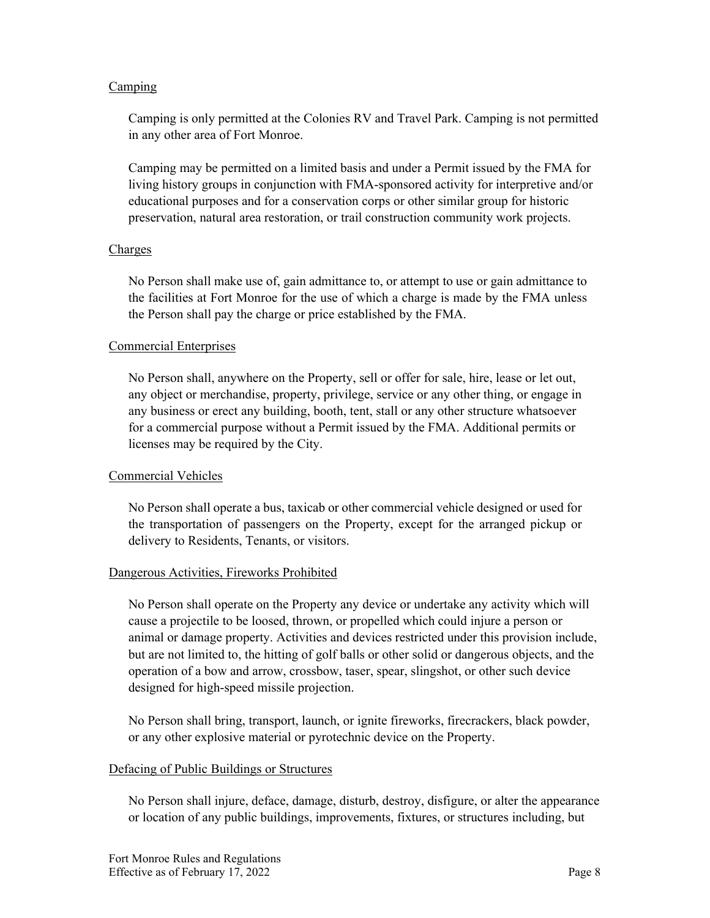### Camping

Camping is only permitted at the Colonies RV and Travel Park. Camping is not permitted in any other area of Fort Monroe.

Camping may be permitted on a limited basis and under a Permit issued by the FMA for living history groups in conjunction with FMA-sponsored activity for interpretive and/or educational purposes and for a conservation corps or other similar group for historic preservation, natural area restoration, or trail construction community work projects.

### Charges

No Person shall make use of, gain admittance to, or attempt to use or gain admittance to the facilities at Fort Monroe for the use of which a charge is made by the FMA unless the Person shall pay the charge or price established by the FMA.

### Commercial Enterprises

No Person shall, anywhere on the Property, sell or offer for sale, hire, lease or let out, any object or merchandise, property, privilege, service or any other thing, or engage in any business or erect any building, booth, tent, stall or any other structure whatsoever for a commercial purpose without a Permit issued by the FMA. Additional permits or licenses may be required by the City.

### Commercial Vehicles

No Person shall operate a bus, taxicab or other commercial vehicle designed or used for the transportation of passengers on the Property, except for the arranged pickup or delivery to Residents, Tenants, or visitors.

### Dangerous Activities, Fireworks Prohibited

No Person shall operate on the Property any device or undertake any activity which will cause a projectile to be loosed, thrown, or propelled which could injure a person or animal or damage property. Activities and devices restricted under this provision include, but are not limited to, the hitting of golf balls or other solid or dangerous objects, and the operation of a bow and arrow, crossbow, taser, spear, slingshot, or other such device designed for high-speed missile projection.

No Person shall bring, transport, launch, or ignite fireworks, firecrackers, black powder, or any other explosive material or pyrotechnic device on the Property.

### Defacing of Public Buildings or Structures

No Person shall injure, deface, damage, disturb, destroy, disfigure, or alter the appearance or location of any public buildings, improvements, fixtures, or structures including, but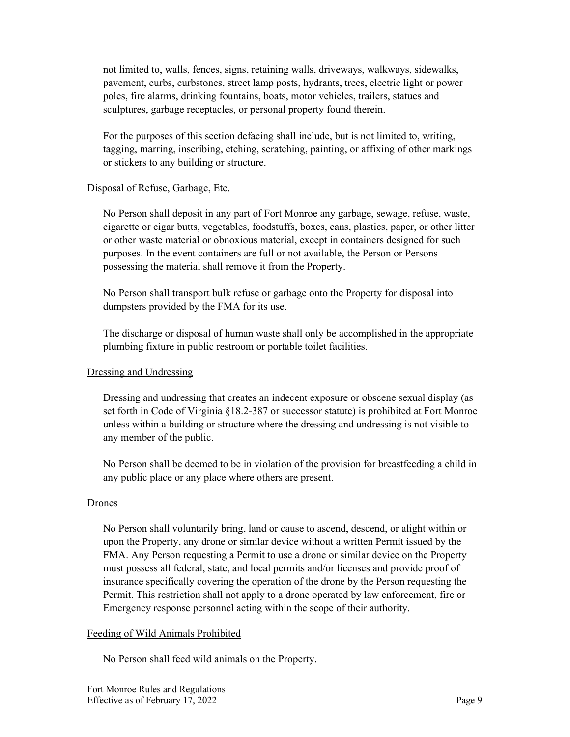not limited to, walls, fences, signs, retaining walls, driveways, walkways, sidewalks, pavement, curbs, curbstones, street lamp posts, hydrants, trees, electric light or power poles, fire alarms, drinking fountains, boats, motor vehicles, trailers, statues and sculptures, garbage receptacles, or personal property found therein.

For the purposes of this section defacing shall include, but is not limited to, writing, tagging, marring, inscribing, etching, scratching, painting, or affixing of other markings or stickers to any building or structure.

Disposal of Refuse, Garbage, Etc.

No Person shall deposit in any part of Fort Monroe any garbage, sewage, refuse, waste, cigarette or cigar butts, vegetables, foodstuffs, boxes, cans, plastics, paper, or other litter or other waste material or obnoxious material, except in containers designed for such purposes. In the event containers are full or not available, the Person or Persons possessing the material shall remove it from the Property.

No Person shall transport bulk refuse or garbage onto the Property for disposal into dumpsters provided by the FMA for its use.

The discharge or disposal of human waste shall only be accomplished in the appropriate plumbing fixture in public restroom or portable toilet facilities.

Dressing and Undressing

Dressing and undressing that creates an indecent exposure or obscene sexual display (as set forth in Code of Virginia §18.2-387 or successor statute) is prohibited at Fort Monroe unless within a building or structure where the dressing and undressing is not visible to any member of the public.

No Person shall be deemed to be in violation of the provision for breastfeeding a child in any public place or any place where others are present.

Drones

No Person shall voluntarily bring, land or cause to ascend, descend, or alight within or upon the Property, any drone or similar device without a written Permit issued by the FMA. Any Person requesting a Permit to use a drone or similar device on the Property must possess all federal, state, and local permits and/or licenses and provide proof of insurance specifically covering the operation of the drone by the Person requesting the Permit. This restriction shall not apply to a drone operated by law enforcement, fire or Emergency response personnel acting within the scope of their authority.

Feeding of Wild Animals Prohibited

No Person shall feed wild animals on the Property.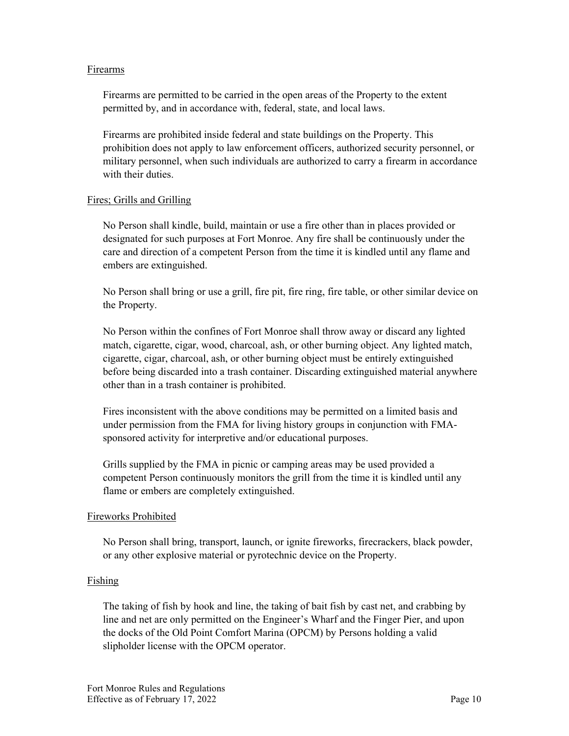### Firearms

Firearms are permitted to be carried in the open areas of the Property to the extent permitted by, and in accordance with, federal, state, and local laws.

Firearms are prohibited inside federal and state buildings on the Property. This prohibition does not apply to law enforcement officers, authorized security personnel, or military personnel, when such individuals are authorized to carry a firearm in accordance with their duties.

### Fires; Grills and Grilling

No Person shall kindle, build, maintain or use a fire other than in places provided or designated for such purposes at Fort Monroe. Any fire shall be continuously under the care and direction of a competent Person from the time it is kindled until any flame and embers are extinguished.

No Person shall bring or use a grill, fire pit, fire ring, fire table, or other similar device on the Property.

No Person within the confines of Fort Monroe shall throw away or discard any lighted match, cigarette, cigar, wood, charcoal, ash, or other burning object. Any lighted match, cigarette, cigar, charcoal, ash, or other burning object must be entirely extinguished before being discarded into a trash container. Discarding extinguished material anywhere other than in a trash container is prohibited.

Fires inconsistent with the above conditions may be permitted on a limited basis and under permission from the FMA for living history groups in conjunction with FMA-sponsored activity for interpretive and/or educational purposes.

Grills supplied by the FMA in picnic or camping areas may be used provided a competent Person continuously monitors the grill from the time it is kindled until any flame or embers are completely extinguished.

### Fireworks Prohibited

No Person shall bring, transport, launch, or ignite fireworks, firecrackers, black powder, or any other explosive material or pyrotechnic device on the Property.

### Fishing

The taking of fish by hook and line, the taking of bait fish by cast net, and crabbing by line and net are only permitted on the Engineer's Wharf and the Finger Pier, and upon the docks of the Old Point Comfort Marina (OPCM) by Persons holding a valid slipholder license with the OPCM operator.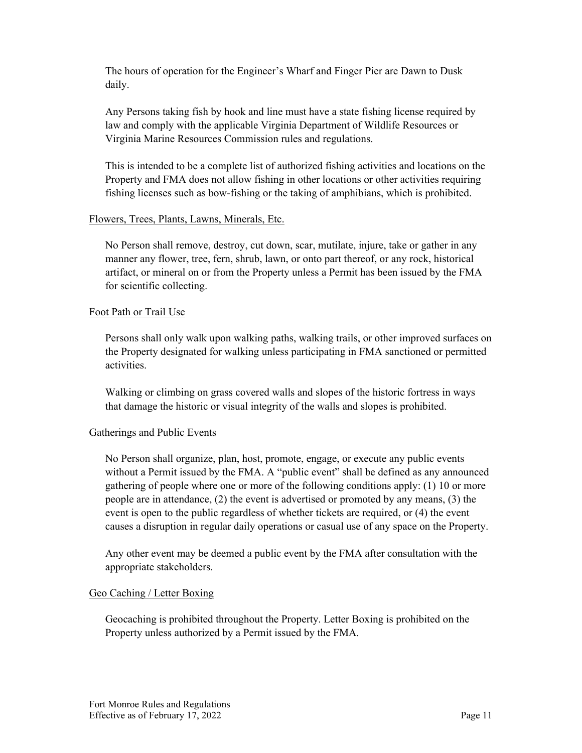The hours of operation for the Engineer's Wharf and Finger Pier are Dawn to Dusk daily.

Any Persons taking fish by hook and line must have a state fishing license required by law and comply with the applicable Virginia Department of Wildlife Resources or Virginia Marine Resources Commission rules and regulations.

This is intended to be a complete list of authorized fishing activities and locations on the Property and FMA does not allow fishing in other locations or other activities requiring fishing licenses such as bow-fishing or the taking of amphibians, which is prohibited.

<u>Flowers, Trees, Plants, Lawns, Minerals, Etc.</u>

No Person shall remove, destroy, cut down, scar, mutilate, injure, take or gather in any manner any flower, tree, fern, shrub, lawn, or onto part thereof, or any rock, historical artifact, or mineral on or from the Property unless a Permit has been issued by the FMA for scientific collecting.

<u>Foot Path or Trail Use</u>

Persons shall only walk upon walking paths, walking trails, or other improved surfaces on the Property designated for walking unless participating in FMA sanctioned or permitted activities.

Walking or climbing on grass covered walls and slopes of the historic fortress in ways that damage the historic or visual integrity of the walls and slopes is prohibited.

<u>Gatherings and Public Events</u>

No Person shall organize, plan, host, promote, engage, or execute any public events without a Permit issued by the FMA. A "public event" shall be defined as any announced gathering of people where one or more of the following conditions apply: (1) 10 or more people are in attendance, (2) the event is advertised or promoted by any means, (3) the event is open to the public regardless of whether tickets are required, or (4) the event causes a disruption in regular daily operations or casual use of any space on the Property.

Any other event may be deemed a public event by the FMA after consultation with the appropriate stakeholders.

<u>Geo Caching / Letter Boxing</u>

Geocaching is prohibited throughout the Property. Letter Boxing is prohibited on the Property unless authorized by a Permit issued by the FMA.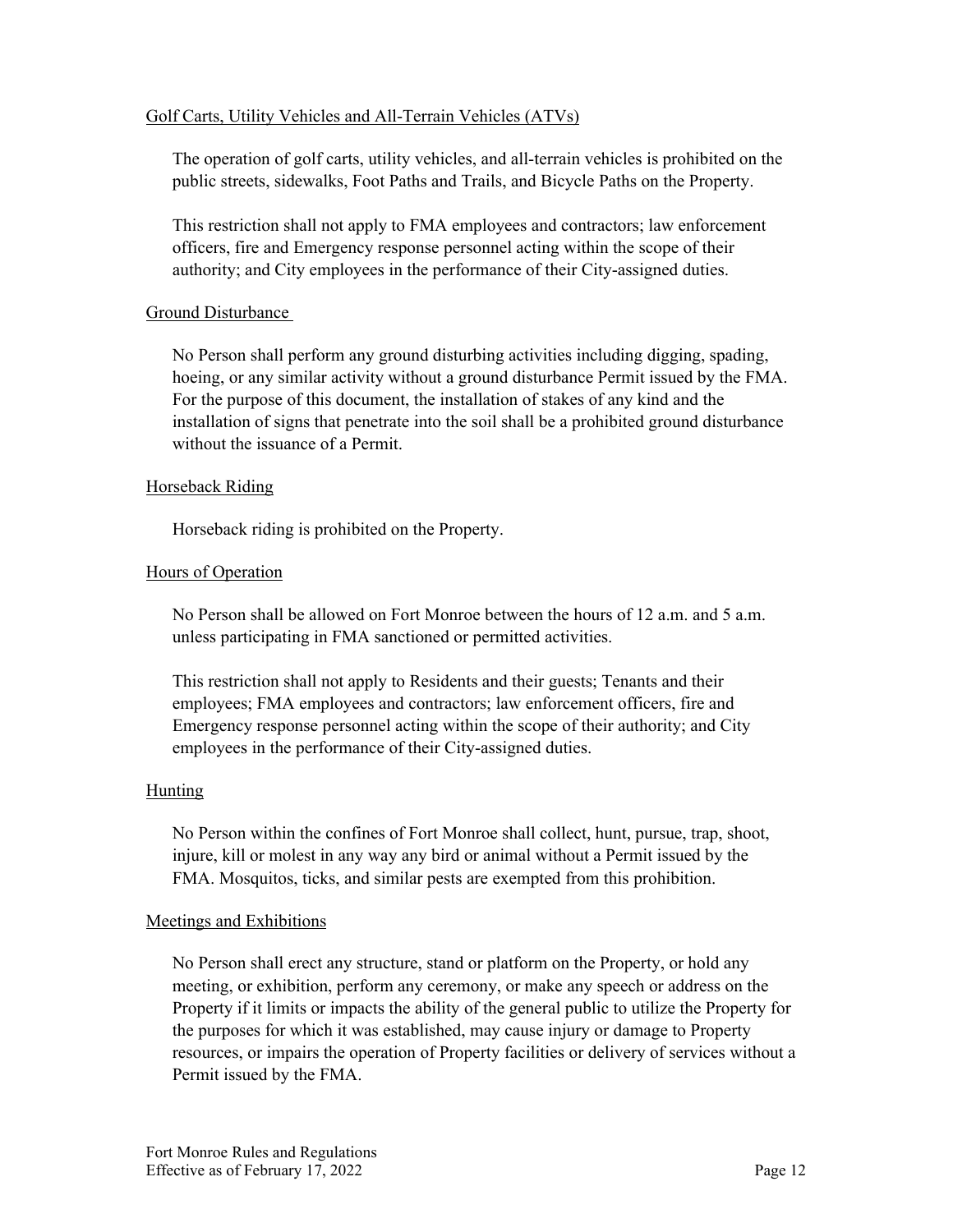## Golf Carts, Utility Vehicles and All-Terrain Vehicles (ATVs)

The operation of golf carts, utility vehicles, and all-terrain vehicles is prohibited on the public streets, sidewalks, Foot Paths and Trails, and Bicycle Paths on the Property.

This restriction shall not apply to FMA employees and contractors; law enforcement officers, fire and Emergency response personnel acting within the scope of their authority; and City employees in the performance of their City-assigned duties.

## Ground Disturbance

No Person shall perform any ground disturbing activities including digging, spading, hoeing, or any similar activity without a ground disturbance Permit issued by the FMA. For the purpose of this document, the installation of stakes of any kind and the installation of signs that penetrate into the soil shall be a prohibited ground disturbance without the issuance of a Permit.

## Horseback Riding

Horseback riding is prohibited on the Property.

## Hours of Operation

No Person shall be allowed on Fort Monroe between the hours of 12 a.m. and 5 a.m. unless participating in FMA sanctioned or permitted activities.

This restriction shall not apply to Residents and their guests; Tenants and their employees; FMA employees and contractors; law enforcement officers, fire and Emergency response personnel acting within the scope of their authority; and City employees in the performance of their City-assigned duties.

## Hunting

No Person within the confines of Fort Monroe shall collect, hunt, pursue, trap, shoot, injure, kill or molest in any way any bird or animal without a Permit issued by the FMA. Mosquitos, ticks, and similar pests are exempted from this prohibition.

## Meetings and Exhibitions

No Person shall erect any structure, stand or platform on the Property, or hold any meeting, or exhibition, perform any ceremony, or make any speech or address on the Property if it limits or impacts the ability of the general public to utilize the Property for the purposes for which it was established, may cause injury or damage to Property resources, or impairs the operation of Property facilities or delivery of services without a Permit issued by the FMA.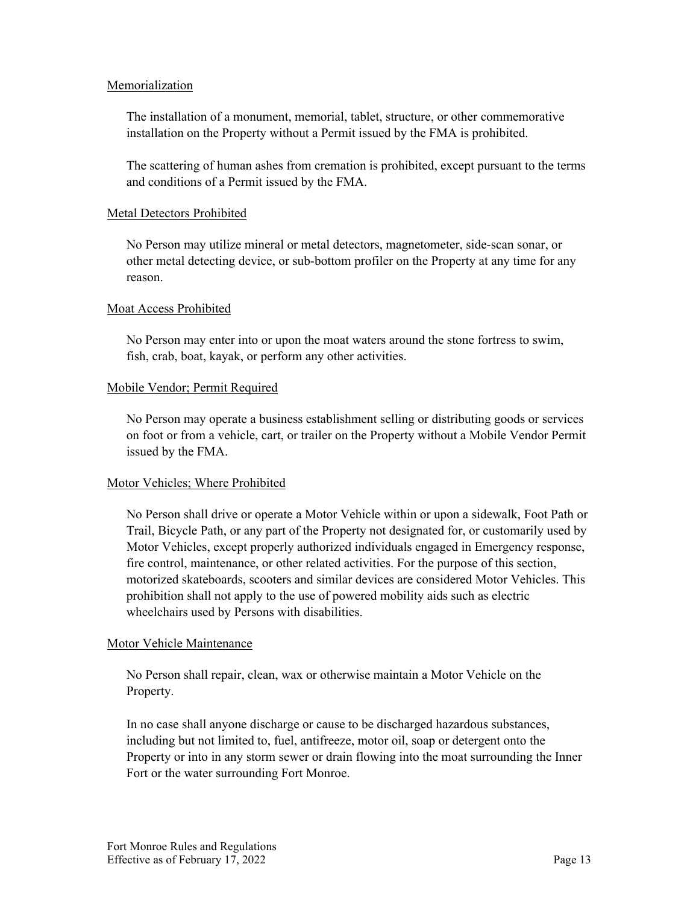Memorialization

The installation of a monument, memorial, tablet, structure, or other commemorative installation on the Property without a Permit issued by the FMA is prohibited.

The scattering of human ashes from cremation is prohibited, except pursuant to the terms and conditions of a Permit issued by the FMA.

Metal Detectors Prohibited

No Person may utilize mineral or metal detectors, magnetometer, side-scan sonar, or other metal detecting device, or sub-bottom profiler on the Property at any time for any reason.

Moat Access Prohibited

No Person may enter into or upon the moat waters around the stone fortress to swim, fish, crab, boat, kayak, or perform any other activities.

Mobile Vendor; Permit Required

No Person may operate a business establishment selling or distributing goods or services on foot or from a vehicle, cart, or trailer on the Property without a Mobile Vendor Permit issued by the FMA.

Motor Vehicles; Where Prohibited

No Person shall drive or operate a Motor Vehicle within or upon a sidewalk, Foot Path or Trail, Bicycle Path, or any part of the Property not designated for, or customarily used by Motor Vehicles, except properly authorized individuals engaged in Emergency response, fire control, maintenance, or other related activities. For the purpose of this section, motorized skateboards, scooters and similar devices are considered Motor Vehicles. This prohibition shall not apply to the use of powered mobility aids such as electric wheelchairs used by Persons with disabilities.

Motor Vehicle Maintenance

No Person shall repair, clean, wax or otherwise maintain a Motor Vehicle on the Property.

In no case shall anyone discharge or cause to be discharged hazardous substances, including but not limited to, fuel, antifreeze, motor oil, soap or detergent onto the Property or into in any storm sewer or drain flowing into the moat surrounding the Inner Fort or the water surrounding Fort Monroe.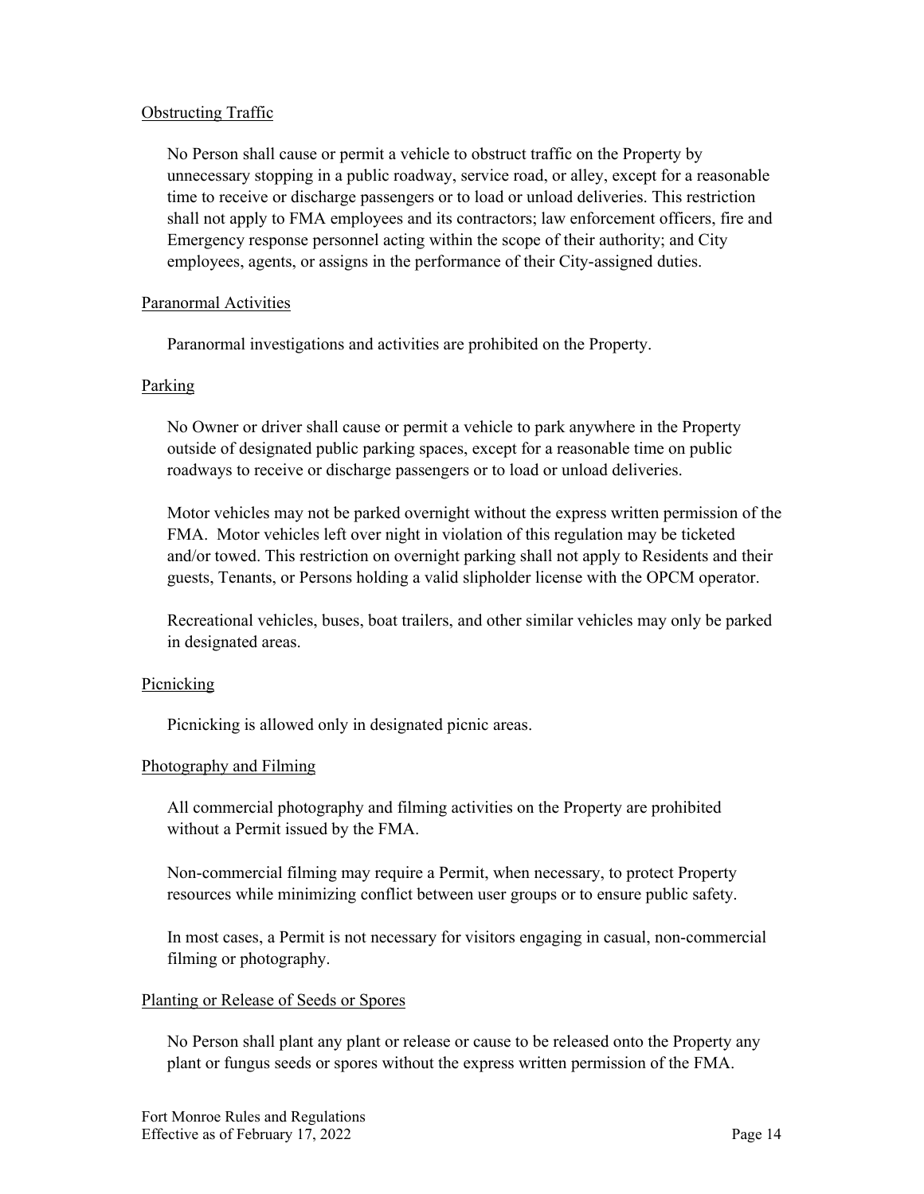## Obstructing Traffic

No Person shall cause or permit a vehicle to obstruct traffic on the Property by unnecessary stopping in a public roadway, service road, or alley, except for a reasonable time to receive or discharge passengers or to load or unload deliveries. This restriction shall not apply to FMA employees and its contractors; law enforcement officers, fire and Emergency response personnel acting within the scope of their authority; and City employees, agents, or assigns in the performance of their City-assigned duties.

## Paranormal Activities

Paranormal investigations and activities are prohibited on the Property.

## Parking

No Owner or driver shall cause or permit a vehicle to park anywhere in the Property outside of designated public parking spaces, except for a reasonable time on public roadways to receive or discharge passengers or to load or unload deliveries.

Motor vehicles may not be parked overnight without the express written permission of the FMA. Motor vehicles left over night in violation of this regulation may be ticketed and/or towed. This restriction on overnight parking shall not apply to Residents and their guests, Tenants, or Persons holding a valid slipholder license with the OPCM operator.

Recreational vehicles, buses, boat trailers, and other similar vehicles may only be parked in designated areas.

## Picnicking

Picnicking is allowed only in designated picnic areas.

## Photography and Filming

All commercial photography and filming activities on the Property are prohibited without a Permit issued by the FMA.

Non-commercial filming may require a Permit, when necessary, to protect Property resources while minimizing conflict between user groups or to ensure public safety.

In most cases, a Permit is not necessary for visitors engaging in casual, non-commercial filming or photography.

## Planting or Release of Seeds or Spores

No Person shall plant any plant or release or cause to be released onto the Property any plant or fungus seeds or spores without the express written permission of the FMA.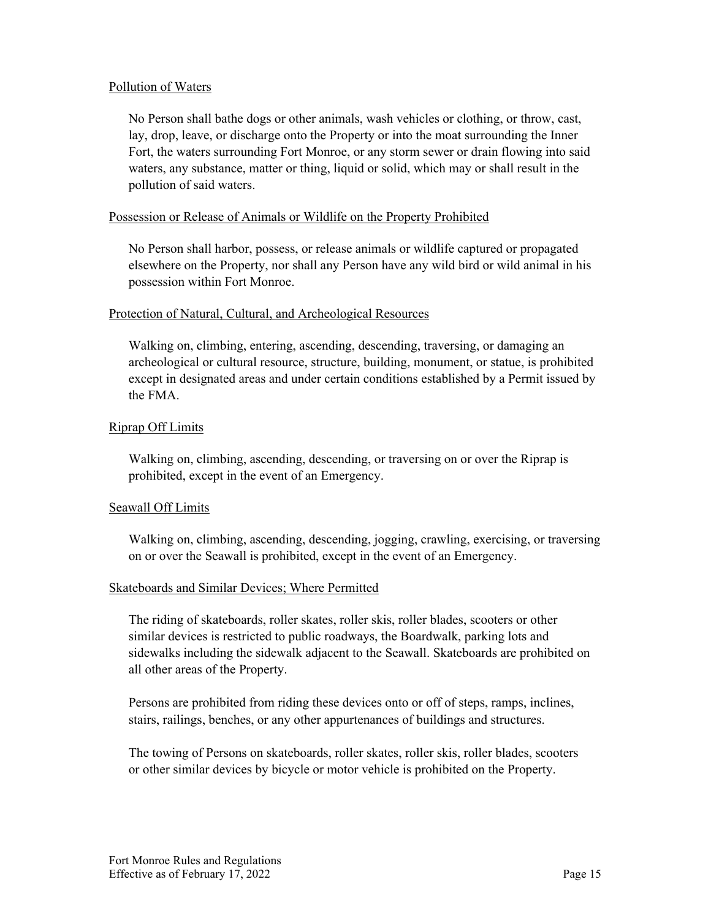Pollution of Waters

No Person shall bathe dogs or other animals, wash vehicles or clothing, or throw, cast, lay, drop, leave, or discharge onto the Property or into the moat surrounding the Inner Fort, the waters surrounding Fort Monroe, or any storm sewer or drain flowing into said waters, any substance, matter or thing, liquid or solid, which may or shall result in the pollution of said waters.

Possession or Release of Animals or Wildlife on the Property Prohibited

No Person shall harbor, possess, or release animals or wildlife captured or propagated elsewhere on the Property, nor shall any Person have any wild bird or wild animal in his possession within Fort Monroe.

Protection of Natural, Cultural, and Archeological Resources

Walking on, climbing, entering, ascending, descending, traversing, or damaging an archeological or cultural resource, structure, building, monument, or statue, is prohibited except in designated areas and under certain conditions established by a Permit issued by the FMA.

Riprap Off Limits

Walking on, climbing, ascending, descending, or traversing on or over the Riprap is prohibited, except in the event of an Emergency.

Seawall Off Limits

Walking on, climbing, ascending, descending, jogging, crawling, exercising, or traversing on or over the Seawall is prohibited, except in the event of an Emergency.

Skateboards and Similar Devices; Where Permitted

The riding of skateboards, roller skates, roller skis, roller blades, scooters or other similar devices is restricted to public roadways, the Boardwalk, parking lots and sidewalks including the sidewalk adjacent to the Seawall. Skateboards are prohibited on all other areas of the Property.

Persons are prohibited from riding these devices onto or off of steps, ramps, inclines, stairs, railings, benches, or any other appurtenances of buildings and structures.

The towing of Persons on skateboards, roller skates, roller skis, roller blades, scooters or other similar devices by bicycle or motor vehicle is prohibited on the Property.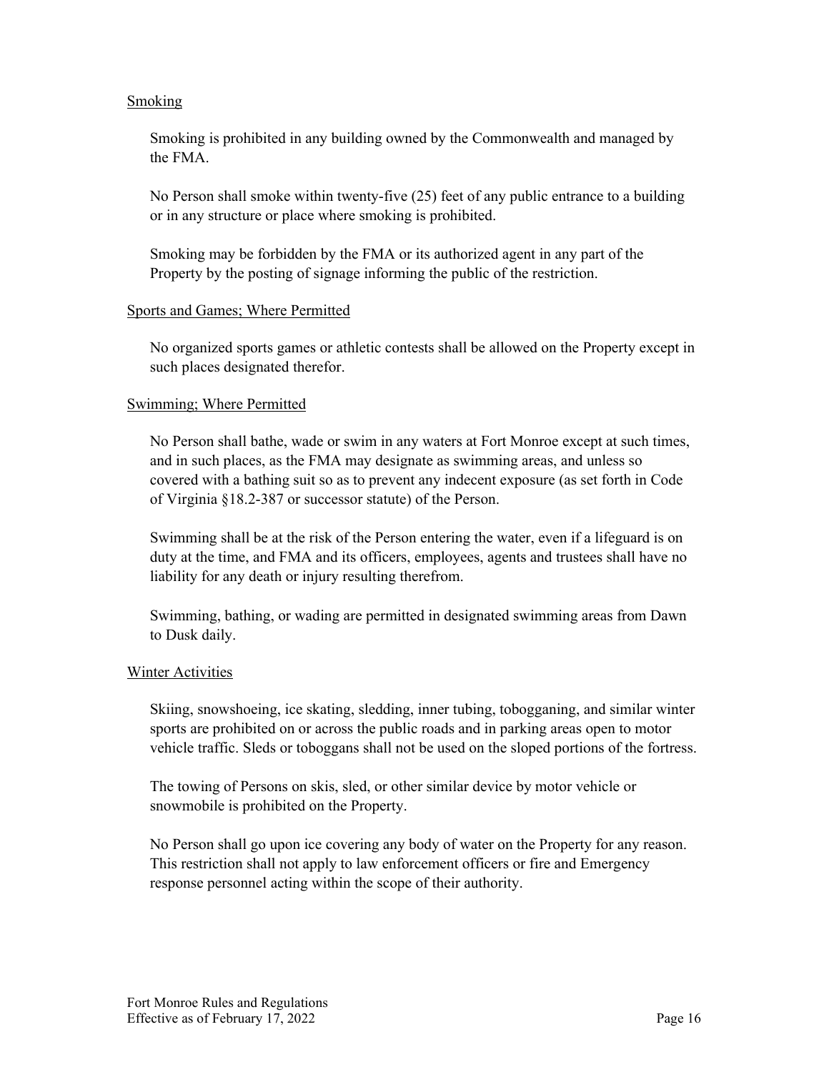Smoking

Smoking is prohibited in any building owned by the Commonwealth and managed by the FMA.

No Person shall smoke within twenty-five (25) feet of any public entrance to a building or in any structure or place where smoking is prohibited.

Smoking may be forbidden by the FMA or its authorized agent in any part of the Property by the posting of signage informing the public of the restriction.

Sports and Games; Where Permitted

No organized sports games or athletic contests shall be allowed on the Property except in such places designated therefor.

Swimming; Where Permitted

No Person shall bathe, wade or swim in any waters at Fort Monroe except at such times, and in such places, as the FMA may designate as swimming areas, and unless so covered with a bathing suit so as to prevent any indecent exposure (as set forth in Code of Virginia §18.2-387 or successor statute) of the Person.

Swimming shall be at the risk of the Person entering the water, even if a lifeguard is on duty at the time, and FMA and its officers, employees, agents and trustees shall have no liability for any death or injury resulting therefrom.

Swimming, bathing, or wading are permitted in designated swimming areas from Dawn to Dusk daily.

Winter Activities

Skiing, snowshoeing, ice skating, sledding, inner tubing, tobogganing, and similar winter sports are prohibited on or across the public roads and in parking areas open to motor vehicle traffic. Sleds or toboggans shall not be used on the sloped portions of the fortress.

The towing of Persons on skis, sled, or other similar device by motor vehicle or snowmobile is prohibited on the Property.

No Person shall go upon ice covering any body of water on the Property for any reason. This restriction shall not apply to law enforcement officers or fire and Emergency response personnel acting within the scope of their authority.